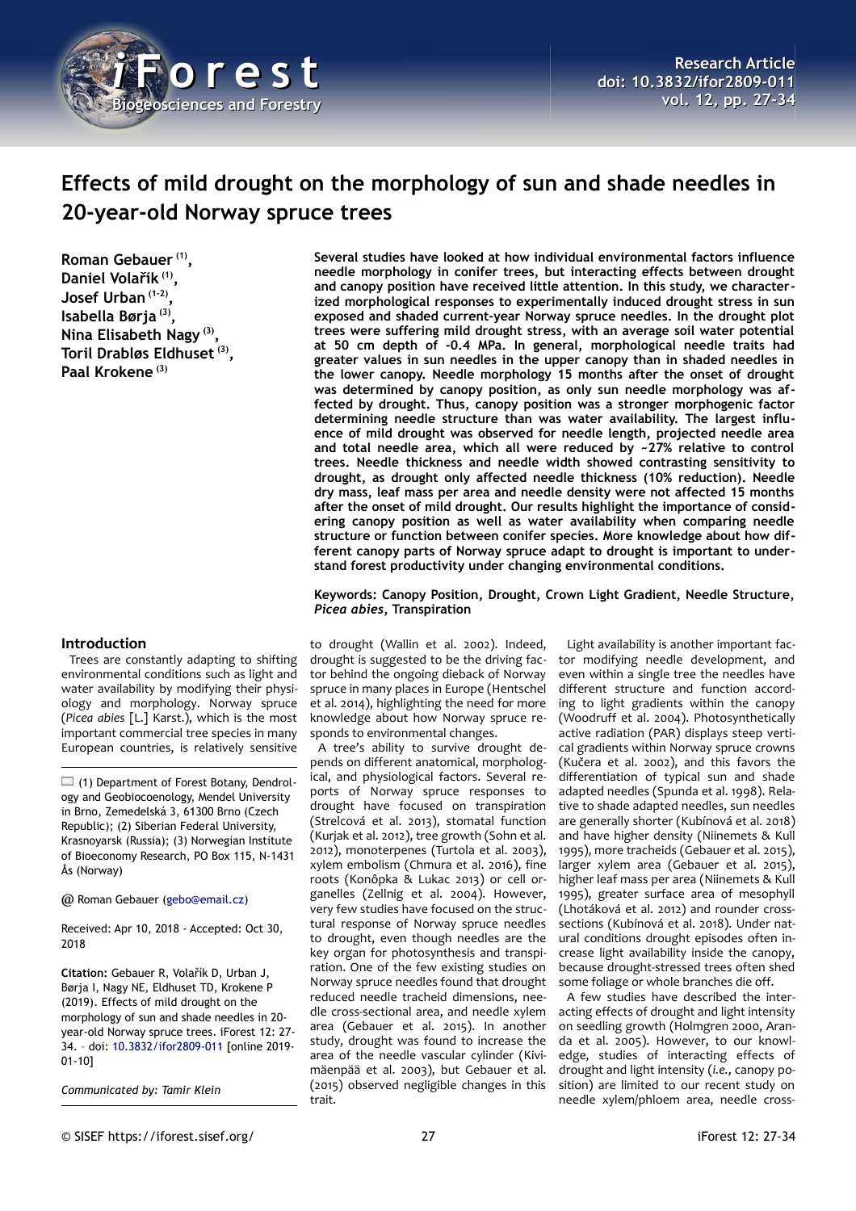# Effects of mild drought on the morphology of sun and shade needles in 20-year-old Norway spruce trees

**Roman Gebauer [1], Daniel Volařík [1], Josef Urban [1-2], Isabella Børja [3], Nina Elisabeth Nagy [3], Toril Drabløs Eldhuset [3], Paal Krokene [3]**

**Several studies have looked at how individual environmental factors influence needle morphology in conifer trees, but interacting effects between drought and canopy position have received little attention. In this study, we characterized morphological responses to experimentally induced drought stress in sun exposed and shaded current-year Norway spruce needles. In the drought plot trees were suffering mild drought stress, with an average soil water potential at 50 cm depth of -0.4 MPa. In general, morphological needle traits had greater values in sun needles in the upper canopy than in shaded needles in the lower canopy. Needle morphology 15 months after the onset of drought was determined by canopy position, as only sun needle morphology was affected by drought. Thus, canopy position was a stronger morphogenic factor determining needle structure than was water availability. The largest influence of mild drought was observed for needle length, projected needle area and total needle area, which all were reduced by ~27% relative to control trees. Needle thickness and needle width showed contrasting sensitivity to drought, as drought only affected needle thickness (10% reduction). Needle dry mass, leaf mass per area and needle density were not affected 15 months after the onset of mild drought. Our results highlight the importance of considering canopy position as well as water availability when comparing needle structure or function between conifer species. More knowledge about how different canopy parts of Norway spruce adapt to drought is important to understand forest productivity under changing environmental conditions.**

**Keywords: Canopy Position, Drought, Crown Light Gradient, Needle Structure, *Picea abies*, Transpiration**

(1) Department of Forest Botany, Dendrology and Geobiocoenology, Mendel University in Brno, Zemedelská 3, 61300 Brno (Czech Republic); (2) Siberian Federal University, Krasnoyarsk (Russia); (3) Norwegian Institute of Bioeconomy Research, PO Box 115, N-1431 Ås (Norway)

@ Roman Gebauer (gebo@email.cz)

Received: Apr 10, 2018 - Accepted: Oct 30, 2018

**Citation:** Gebauer R, Volařík D, Urban J, Børja I, Nagy NE, Eldhuset TD, Krokene P (2019). Effects of mild drought on the morphology of sun and shade needles in 20-year-old Norway spruce trees. iForest 12: 27-34. – doi: 10.3832/ifor2809-011 [online 2019-01-10]

*Communicated by: Tamir Klein*

## Introduction

Trees are constantly adapting to shifting environmental conditions such as light and water availability by modifying their physiology and morphology. Norway spruce (*Picea abies* [L.] Karst.), which is the most important commercial tree species in many European countries, is relatively sensitive to drought (Wallin et al. 2002). Indeed, drought is suggested to be the driving factor behind the ongoing dieback of Norway spruce in many places in Europe (Hentschel et al. 2014), highlighting the need for more knowledge about how Norway spruce responds to environmental changes.

A tree's ability to survive drought depends on different anatomical, morphological, and physiological factors. Several reports of Norway spruce responses to drought have focused on transpiration (Strelcová et al. 2013), stomatal function (Kurjak et al. 2012), tree growth (Sohn et al. 2012), monoterpenes (Turtola et al. 2003), xylem embolism (Chmura et al. 2016), fine roots (Konôpka & Lukac 2013) or cell organelles (Zellnig et al. 2004). However, very few studies have focused on the structural response of Norway spruce needles to drought, even though needles are the key organ for photosynthesis and transpiration. One of the few existing studies on Norway spruce needles found that drought reduced needle tracheid dimensions, needle cross-sectional area, and needle xylem area (Gebauer et al. 2015). In another study, drought was found to increase the area of the needle vascular cylinder (Kivimäenpää et al. 2003), but Gebauer et al. (2015) observed negligible changes in this trait.

Light availability is another important factor modifying needle development, and even within a single tree the needles have different structure and function according to light gradients within the canopy (Woodruff et al. 2004). Photosynthetically active radiation (PAR) displays steep vertical gradients within Norway spruce crowns (Kučera et al. 2002), and this favors the differentiation of typical sun and shade adapted needles (Spunda et al. 1998). Relative to shade adapted needles, sun needles are generally shorter (Kubínová et al. 2018) and have higher density (Niinemets & Kull 1995), more tracheids (Gebauer et al. 2015), larger xylem area (Gebauer et al. 2015), higher leaf mass per area (Niinemets & Kull 1995), greater surface area of mesophyll (Lhotáková et al. 2012) and rounder cross-sections (Kubínová et al. 2018). Under natural conditions drought episodes often increase light availability inside the canopy, because drought-stressed trees often shed some foliage or whole branches die off.

A few studies have described the interacting effects of drought and light intensity on seedling growth (Holmgren 2000, Aranda et al. 2005). However, to our knowledge, studies of interacting effects of drought and light intensity (*i.e.*, canopy position) are limited to our recent study on needle xylem/phloem area, needle cross-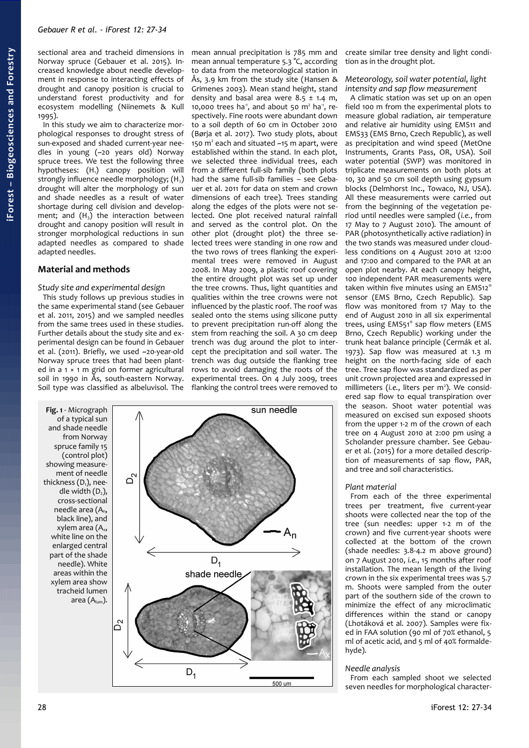sectional area and tracheid dimensions in Norway spruce (Gebauer et al. 2015). Increased knowledge about needle development in response to interacting effects of drought and canopy position is crucial to understand forest productivity and for ecosystem modelling (Niinemets & Kull 1995).

In this study we aim to characterize morphological responses to drought stress of sun-exposed and shaded current-year needles in young (~20 years old) Norway spruce trees. We test the following three hypotheses: ($H_1$) canopy position will strongly influence needle morphology; ($H_2$) drought will alter the morphology of sun and shade needles as a result of water shortage during cell division and development; and ($H_3$) the interaction between drought and canopy position will result in stronger morphological reductions in sun adapted needles as compared to shade adapted needles.

## Material and methods

### Study site and experimental design

This study follows up previous studies in the same experimental stand (see Gebauer et al. 2011, 2015) and we sampled needles from the same trees used in these studies. Further details about the study site and experimental design can be found in Gebauer et al. (2011). Briefly, we used ~20-year-old Norway spruce trees that had been planted in a 1 × 1 m grid on former agricultural soil in 1990 in Ås, south-eastern Norway. Soil type was classified as albeluvisol. The mean annual precipitation is 785 mm and mean annual temperature 5.3 °C, according to data from the meteorological station in Ås, 3.9 km from the study site (Hansen & Grimenes 2003). Mean stand height, stand density and basal area were 8.5 ± 1.4 m, 10,000 trees ha$^{-1}$, and about 50 m$^2$ ha$^{-1}$, respectively. Fine roots were abundant down to a soil depth of 60 cm in October 2010 (Børja et al. 2017). Two study plots, about 150 m$^2$ each and situated ~15 m apart, were established within the stand. In each plot, we selected three individual trees, each from a different full-sib family (both plots had the same full-sib families – see Gebauer et al. 2011 for data on stem and crown dimensions of each tree). Trees standing along the edges of the plots were not selected. One plot received natural rainfall and served as the control plot. On the other plot (drought plot) the three selected trees were standing in one row and the two rows of trees flanking the experimental trees were removed in August 2008. In May 2009, a plastic roof covering the entire drought plot was set up under the tree crowns. Thus, light quantities and qualities within the tree crowns were not influenced by the plastic roof. The roof was sealed onto the stems using silicone putty to prevent precipitation run-off along the stem from reaching the soil. A 30 cm deep trench was dug around the plot to intercept the precipitation and soil water. The trench was dug outside the flanking tree rows to avoid damaging the roots of the experimental trees. On 4 July 2009, trees flanking the control trees were removed to create similar tree density and light condition as in the drought plot.

### Meteorology, soil water potential, light intensity and sap flow measurement

A climatic station was set up on an open field 100 m from the experimental plots to measure global radiation, air temperature and relative air humidity using EMS11 and EMS33 (EMS Brno, Czech Republic), as well as precipitation and wind speed (MetOne Instruments, Grants Pass, OR, USA). Soil water potential (SWP) was monitored in triplicate measurements on both plots at 10, 30 and 50 cm soil depth using gypsum blocks (Delmhorst Inc., Towaco, NJ, USA). All these measurements were carried out from the beginning of the vegetation period until needles were sampled (*i.e.*, from 17 May to 7 August 2010). The amount of PAR (photosynthetically active radiation) in the two stands was measured under cloudless conditions on 4 August 2010 at 12:00 and 17:00 and compared to the PAR at an open plot nearby. At each canopy height, 100 independent PAR measurements were taken within five minutes using an EMS12® sensor (EMS Brno, Czech Republic). Sap flow was monitored from 17 May to the end of August 2010 in all six experimental trees, using EMS51® sap flow meters (EMS Brno, Czech Republic) working under the trunk heat balance principle (Cermák et al. 1973). Sap flow was measured at 1.3 m height on the north-facing side of each tree. Tree sap flow was standardized as per unit crown projected area and expressed in millimeters (*i.e.*, liters per m$^2$). We considered sap flow to equal transpiration over the season. Shoot water potential was measured on excised sun exposed shoots from the upper 1-2 m of the crown of each tree on 4 August 2010 at 2:00 pm using a Scholander pressure chamber. See Gebauer et al. (2015) for a more detailed description of measurements of sap flow, PAR, and tree and soil characteristics.

### Plant material

From each of the three experimental trees per treatment, five current-year shoots were collected near the top of the tree (sun needles: upper 1-2 m of the crown) and five current-year shoots were collected at the bottom of the crown (shade needles: 3.8-4.2 m above ground) on 7 August 2010, *i.e.*, 15 months after roof installation. The mean length of the living crown in the six experimental trees was 5.7 m. Shoots were sampled from the outer part of the southern side of the crown to minimize the effect of any microclimatic differences within the stand or canopy (Lhotáková et al. 2007). Samples were fixed in FAA solution (90 ml of 70% ethanol, 5 ml of acetic acid, and 5 ml of 40% formaldehyde).

### Needle analysis

From each sampled shoot we selected seven needles for morphological character-

**Fig. 1** - Micrograph of a typical sun and shade needle from Norway spruce family 15 (control plot) showing measurement of needle thickness ($D_1$), needle width ($D_2$), cross-sectional needle area ($A_n$, black line), and xylem area ($A_x$, white line on the enlarged central part of the shade needle). White areas within the xylem area show tracheid lumen area ($A_{lum}$).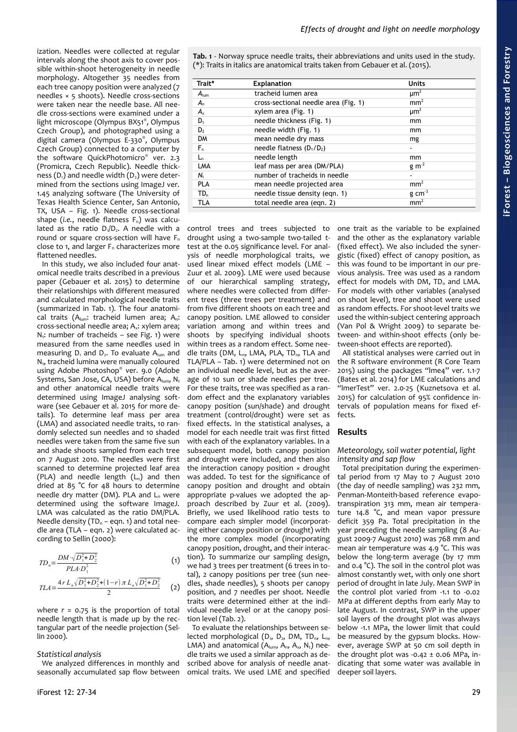ization. Needles were collected at regular intervals along the shoot axis to cover possible within-shoot heterogeneity in needle morphology. Altogether 35 needles from each tree canopy position were analyzed (7 needles × 5 shoots). Needle cross-sections were taken near the needle base. All needle cross-sections were examined under a light microscope (Olympus BX51®, Olympus Czech Group), and photographed using a digital camera (Olympus E-330®, Olympus Czech Group) connected to a computer by the software QuickPhotomicro® ver. 2.3 (Promicra, Czech Republic). Needle thickness ($D_1$) and needle width ($D_2$) were determined from the sections using ImageJ ver. 1.45 analyzing software (The University of Texas Health Science Center, San Antonio, TX, USA – Fig. 1). Needle cross-sectional shape (*i.e.*, needle flatness $F_n$) was calculated as the ratio $D_1/D_2$. A needle with a round or square cross-section will have $F_n$ close to 1, and larger $F_n$ characterizes more flattened needles.

In this study, we also included four anatomical needle traits described in a previous paper (Gebauer et al. 2015) to determine their relationships with different measured and calculated morphological needle traits (summarized in Tab. 1). The four anatomical traits ($A_{lum}$: tracheid lumen area; $A_n$: cross-sectional needle area; $A_x$: xylem area; $N_t$: number of tracheids – see Fig. 1) were measured from the same needles used in measuring $D_1$ and $D_2$. To evaluate $A_{lum}$ and $N_t$, tracheid lumina were manually coloured using Adobe Photoshop® ver. 9.0 (Adobe Systems, San Jose, CA, USA) before $A_{lum}$, $N_t$ and other anatomical needle traits were determined using ImageJ analysing software (see Gebauer et al. 2015 for more details). To determine leaf mass per area (LMA) and associated needle traits, 10 randomly selected sun needles and 10 shaded needles were taken from the same five sun and shade shoots sampled from each tree on 7 August 2010. The needles were first scanned to determine projected leaf area (PLA) and needle length ($L_n$) and then dried at 85 °C for 48 hours to determine needle dry matter (DM). PLA and $L_n$ were determined using the software ImageJ. LMA was calculated as the ratio DM/PLA. Needle density ($TD_n$ – eqn. 1) and total needle area (TLA – eqn. 2) were calculated according to Sellin (2000):

$$TD_n = \frac{DM \cdot \sqrt{D_1^2 + D_2^2}}{PLA \cdot D_1^2} \quad (1)$$

$$TLA = \frac{4\, r\, L_n \sqrt{D_1^2 + D_2^2} + (1-r)\, \pi\, L_n \sqrt{D_1^2 + D_2^2}}{2} \quad (2)$$

where $r$ = 0.75 is the proportion of total needle length that is made up by the rectangular part of the needle projection (Sellin 2000).

**Tab. 1** - Norway spruce needle traits, their abbreviations and units used in the study. (*): Traits in italics are anatomical traits taken from Gebauer et al. (2015).

| Trait* | Explanation | Units |
|---|---|---|
| *$A_{lum}$* | tracheid lumen area | µm² |
| *$A_n$* | cross-sectional needle area (Fig. 1) | mm² |
| *$A_x$* | xylem area (Fig. 1) | µm² |
| $D_1$ | needle thickness (Fig. 1) | mm |
| $D_2$ | needle width (Fig. 1) | mm |
| DM | mean needle dry mass | mg |
| $F_n$ | needle flatness ($D_1/D_2$) | - |
| $L_n$ | needle length | mm |
| LMA | leaf mass per area (DM/PLA) | g m$^{-2}$ |
| *$N_t$* | number of tracheids in needle | - |
| PLA | mean needle projected area | mm² |
| $TD_n$ | needle tissue density (eqn. 1) | g cm$^{-3}$ |
| TLA | total needle area (eqn. 2) | mm² |

### Statistical analysis

We analyzed differences in monthly and seasonally accumulated sap flow between control trees and trees subjected to drought using a two-sample two-tailed *t*-test at the 0.05 significance level. For analysis of needle morphological traits, we used linear mixed effect models (LME – Zuur et al. 2009). LME were used because of our hierarchical sampling strategy, where needles were collected from different trees (three trees per treatment) and from five different shoots on each tree and canopy position. LME allowed to consider variation among and within trees and shoots by specifying individual shoots within trees as a random effect. Some needle traits (DM, $L_n$, LMA, PLA, $TD_n$, TLA and TLA/PLA – Tab. 1) were determined not on an individual needle level, but as the average of 10 sun or shade needles per tree. For these traits, tree was specified as a random effect and the explanatory variables canopy position (sun/shade) and drought treatment (control/drought) were set as fixed effects. In the statistical analyses, a model for each needle trait was first fitted with each of the explanatory variables. In a subsequent model, both canopy position and drought were included, and then also the interaction canopy position × drought was added. To test for the significance of canopy position and drought and obtain appropriate p-values we adopted the approach described by Zuur et al. (2009). Briefly, we used likelihood ratio tests to compare each simpler model (incorporating either canopy position or drought) with the more complex model (incorporating canopy position, drought, and their interaction). To summarize our sampling design, we had 3 trees per treatment (6 trees in total), 2 canopy positions per tree (sun needles, shade needles), 5 shoots per canopy position, and 7 needles per shoot. Needle traits were determined either at the individual needle level or at the canopy position level (Tab. 2).

To evaluate the relationships between selected morphological ($D_1$, $D_2$, DM, $TD_n$, $L_n$, LMA) and anatomical ($A_{lum}$, $A_n$, $A_x$, $N_t$) needle traits we used a similar approach as described above for analysis of needle anatomical traits. We used LME and specified one trait as the variable to be explained and the other as the explanatory variable (fixed effect). We also included the synergistic (fixed) effect of canopy position, as this was found to be important in our previous analysis. Tree was used as a random effect for models with DM, $TD_n$ and LMA. For models with other variables (analysed on shoot level), tree and shoot were used as random effects. For shoot-level traits we used the within-subject centering approach (Van Pol & Wright 2009) to separate between- and within-shoot effects (only between-shoot effects are reported).

All statistical analyses were carried out in the R software environment (R Core Team 2015) using the packages "lme4" ver. 1.1-7 (Bates et al. 2014) for LME calculations and "lmerTest" ver. 2.0-25 (Kuznetsova et al. 2015) for calculation of 95% confidence intervals of population means for fixed effects.

## Results

### Meteorology, soil water potential, light intensity and sap flow

Total precipitation during the experimental period from 17 May to 7 August 2010 (the day of needle sampling) was 232 mm, Penman-Monteith-based reference evapotranspiration 313 mm, mean air temperature 14.8 °C, and mean vapor pressure deficit 359 Pa. Total precipitation in the year preceding the needle sampling (8 August 2009-7 August 2010) was 768 mm and mean air temperature was 4.9 °C. This was below the long-term average (by 17 mm and 0.4 °C). The soil in the control plot was almost constantly wet, with only one short period of drought in late July. Mean SWP in the control plot varied from -1.1 to -0.02 MPa at different depths from early May to late August. In contrast, SWP in the upper soil layers of the drought plot was always below -1.1 MPa, the lower limit that could be measured by the gypsum blocks. However, average SWP at 50 cm soil depth in the drought plot was -0.42 ± 0.06 MPa, indicating that some water was available in deeper soil layers.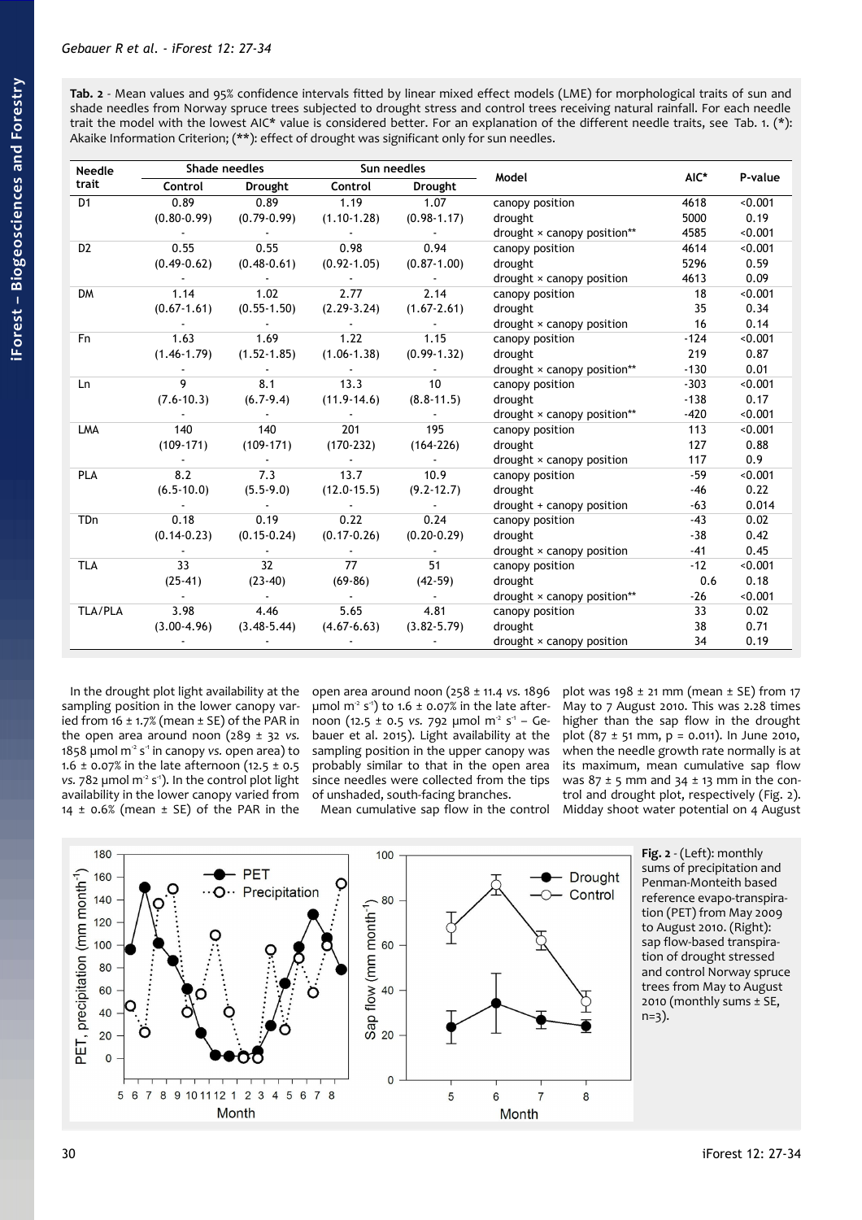**Tab. 2** - Mean values and 95% confidence intervals fitted by linear mixed effect models (LME) for morphological traits of sun and shade needles from Norway spruce trees subjected to drought stress and control trees receiving natural rainfall. For each needle trait the model with the lowest AIC* value is considered better. For an explanation of the different needle traits, see Tab. 1. (*): Akaike Information Criterion; (**): effect of drought was significant only for sun needles.

| Needle trait | Shade needles | | Sun needles | | Model | AIC* | P-value |
|---|---|---|---|---|---|---|---|
| | Control | Drought | Control | Drought | | | |
| D1 | 0.89 | 0.89 | 1.19 | 1.07 | canopy position | 4618 | <0.001 |
| | (0.80-0.99) | (0.79-0.99) | (1.10-1.28) | (0.98-1.17) | drought | 5000 | 0.19 |
| | - | - | - | - | drought × canopy position** | 4585 | <0.001 |
| D2 | 0.55 | 0.55 | 0.98 | 0.94 | canopy position | 4614 | <0.001 |
| | (0.49-0.62) | (0.48-0.61) | (0.92-1.05) | (0.87-1.00) | drought | 5296 | 0.59 |
| | - | - | - | - | drought × canopy position | 4613 | 0.09 |
| DM | 1.14 | 1.02 | 2.77 | 2.14 | canopy position | 18 | <0.001 |
| | (0.67-1.61) | (0.55-1.50) | (2.29-3.24) | (1.67-2.61) | drought | 35 | 0.34 |
| | - | - | - | - | drought × canopy position | 16 | 0.14 |
| Fn | 1.63 | 1.69 | 1.22 | 1.15 | canopy position | -124 | <0.001 |
| | (1.46-1.79) | (1.52-1.85) | (1.06-1.38) | (0.99-1.32) | drought | 219 | 0.87 |
| | - | - | - | - | drought × canopy position** | -130 | 0.01 |
| Ln | 9 | 8.1 | 13.3 | 10 | canopy position | -303 | <0.001 |
| | (7.6-10.3) | (6.7-9.4) | (11.9-14.6) | (8.8-11.5) | drought | -138 | 0.17 |
| | - | - | - | - | drought × canopy position** | -420 | <0.001 |
| LMA | 140 | 140 | 201 | 195 | canopy position | 113 | <0.001 |
| | (109-171) | (109-171) | (170-232) | (164-226) | drought | 127 | 0.88 |
| | - | - | - | - | drought × canopy position | 117 | 0.9 |
| PLA | 8.2 | 7.3 | 13.7 | 10.9 | canopy position | -59 | <0.001 |
| | (6.5-10.0) | (5.5-9.0) | (12.0-15.5) | (9.2-12.7) | drought | -46 | 0.22 |
| | - | - | - | - | drought + canopy position | -63 | 0.014 |
| TDn | 0.18 | 0.19 | 0.22 | 0.24 | canopy position | -43 | 0.02 |
| | (0.14-0.23) | (0.15-0.24) | (0.17-0.26) | (0.20-0.29) | drought | -38 | 0.42 |
| | - | - | - | - | drought × canopy position | -41 | 0.45 |
| TLA | 33 | 32 | 77 | 51 | canopy position | -12 | <0.001 |
| | (25-41) | (23-40) | (69-86) | (42-59) | drought | 0.6 | 0.18 |
| | - | - | - | - | drought × canopy position** | -26 | <0.001 |
| TLA/PLA | 3.98 | 4.46 | 5.65 | 4.81 | canopy position | 33 | 0.02 |
| | (3.00-4.96) | (3.48-5.44) | (4.67-6.63) | (3.82-5.79) | drought | 38 | 0.71 |
| | - | - | - | - | drought × canopy position | 34 | 0.19 |

In the drought plot light availability at the sampling position in the lower canopy varied from 16 ± 1.7% (mean ± SE) of the PAR in the open area around noon (289 ± 32 *vs.* 1858 µmol m$^{-2}$ s$^{-1}$ in canopy *vs.* open area) to 1.6 ± 0.07% in the late afternoon (12.5 ± 0.5 *vs.* 782 µmol m$^{-2}$ s$^{-1}$). In the control plot light availability in the lower canopy varied from 14 ± 0.6% (mean ± SE) of the PAR in the open area around noon (258 ± 11.4 *vs.* 1896 µmol m$^{-2}$ s$^{-1}$) to 1.6 ± 0.07% in the late afternoon (12.5 ± 0.5 *vs.* 792 µmol m$^{-2}$ s$^{-1}$ – Gebauer et al. 2015). Light availability at the sampling position in the upper canopy was probably similar to that in the open area since needles were collected from the tips of unshaded, south-facing branches.

Mean cumulative sap flow in the control plot was 198 ± 21 mm (mean ± SE) from 17 May to 7 August 2010. This was 2.28 times higher than the sap flow in the drought plot (87 ± 51 mm, p = 0.011). In June 2010, when the needle growth rate normally is at its maximum, mean cumulative sap flow was 87 ± 5 mm and 34 ± 13 mm in the control and drought plot, respectively (Fig. 2). Midday shoot water potential on 4 August

**Fig. 2** - (Left): monthly sums of precipitation and Penman-Monteith based reference evapo-transpiration (PET) from May 2009 to August 2010. (Right): sap flow-based transpiration of drought stressed and control Norway spruce trees from May to August 2010 (monthly sums ± SE, n=3).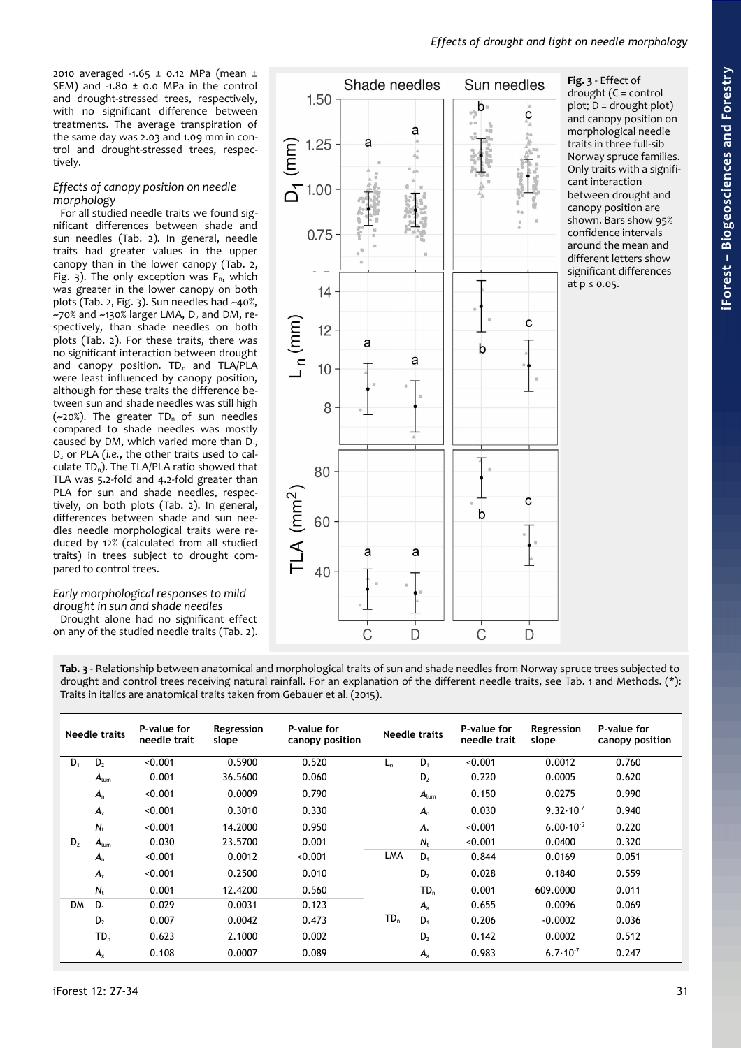2010 averaged -1.65 ± 0.12 MPa (mean ± SEM) and -1.80 ± 0.0 MPa in the control and drought-stressed trees, respectively, with no significant difference between treatments. The average transpiration of the same day was 2.03 and 1.09 mm in control and drought-stressed trees, respectively.

### *Effects of canopy position on needle morphology*

For all studied needle traits we found significant differences between shade and sun needles (Tab. 2). In general, needle traits had greater values in the upper canopy than in the lower canopy (Tab. 2, Fig. 3). The only exception was $F_n$, which was greater in the lower canopy on both plots (Tab. 2, Fig. 3). Sun needles had ~40%, ~70% and ~130% larger LMA, $D_2$ and DM, respectively, than shade needles on both plots (Tab. 2). For these traits, there was no significant interaction between drought and canopy position. $TD_n$ and TLA/PLA were least influenced by canopy position, although for these traits the difference between sun and shade needles was still high (~20%). The greater $TD_n$ of sun needles compared to shade needles was mostly caused by DM, which varied more than $D_1$, $D_2$ or PLA (*i.e.*, the other traits used to calculate $TD_n$). The TLA/PLA ratio showed that TLA was 5.2-fold and 4.2-fold greater than PLA for sun and shade needles, respectively, on both plots (Tab. 2). In general, differences between shade and sun needles needle morphological traits were reduced by 12% (calculated from all studied traits) in trees subject to drought compared to control trees.

### *Early morphological responses to mild drought in sun and shade needles*

Drought alone had no significant effect on any of the studied needle traits (Tab. 2).

**Fig. 3** - Effect of drought (C = control plot; D = drought plot) and canopy position on morphological needle traits in three full-sib Norway spruce families. Only traits with a significant interaction between drought and canopy position are shown. Bars show 95% confidence intervals around the mean and different letters show significant differences at p ≤ 0.05.

**Tab. 3** - Relationship between anatomical and morphological traits of sun and shade needles from Norway spruce trees subjected to drought and control trees receiving natural rainfall. For an explanation of the different needle traits, see Tab. 1 and Methods. (*): Traits in italics are anatomical traits taken from Gebauer et al. (2015).

| Needle traits | | P-value for needle trait | Regression slope | P-value for canopy position | Needle traits | | P-value for needle trait | Regression slope | P-value for canopy position |
|---|---|---|---|---|---|---|---|---|---|
| $D_1$ | $D_2$ | <0.001 | 0.5900 | 0.520 | $L_n$ | $D_1$ | <0.001 | 0.0012 | 0.760 |
| | $A_{lum}$ | 0.001 | 36.5600 | 0.060 | | $D_2$ | 0.220 | 0.0005 | 0.620 |
| | $A_n$ | <0.001 | 0.0009 | 0.790 | | $A_{lum}$ | 0.150 | 0.0275 | 0.990 |
| | $A_x$ | <0.001 | 0.3010 | 0.330 | | $A_n$ | 0.030 | $9.32 \cdot 10^{-7}$ | 0.940 |
| | $N_t$ | <0.001 | 14.2000 | 0.950 | | $A_x$ | <0.001 | $6.00 \cdot 10^{-5}$ | 0.220 |
| $D_2$ | $A_{lum}$ | 0.030 | 23.5700 | 0.001 | | $N_t$ | <0.001 | 0.0400 | 0.320 |
| | $A_n$ | <0.001 | 0.0012 | <0.001 | LMA | $D_1$ | 0.844 | 0.0169 | 0.051 |
| | $A_x$ | <0.001 | 0.2500 | 0.010 | | $D_2$ | 0.028 | 0.1840 | 0.559 |
| | $N_t$ | 0.001 | 12.4200 | 0.560 | | $TD_n$ | 0.001 | 609.0000 | 0.011 |
| DM | $D_1$ | 0.029 | 0.0031 | 0.123 | | $A_x$ | 0.655 | 0.0096 | 0.069 |
| | $D_2$ | 0.007 | 0.0042 | 0.473 | $TD_n$ | $D_1$ | 0.206 | -0.0002 | 0.036 |
| | $TD_n$ | 0.623 | 2.1000 | 0.002 | | $D_2$ | 0.142 | 0.0002 | 0.512 |
| | $A_x$ | 0.108 | 0.0007 | 0.089 | | $A_x$ | 0.983 | $6.7 \cdot 10^{-7}$ | 0.247 |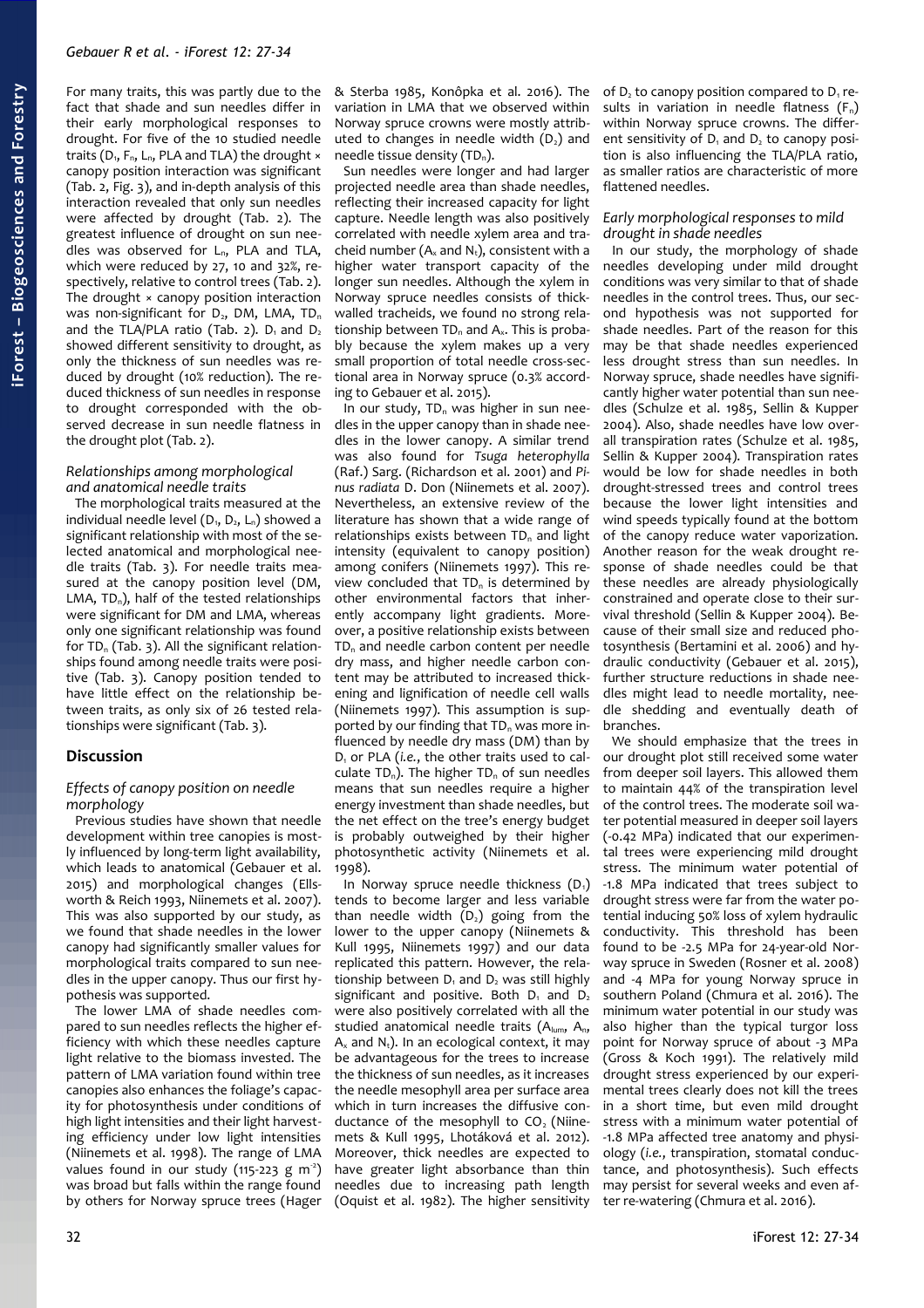For many traits, this was partly due to the fact that shade and sun needles differ in their early morphological responses to drought. For five of the 10 studied needle traits ($D_1$, $F_n$, $L_n$, PLA and TLA) the drought × canopy position interaction was significant (Tab. 2, Fig. 3), and in-depth analysis of this interaction revealed that only sun needles were affected by drought (Tab. 2). The greatest influence of drought on sun needles was observed for $L_n$, PLA and TLA, which were reduced by 27, 10 and 32%, respectively, relative to control trees (Tab. 2). The drought × canopy position interaction was non-significant for $D_2$, DM, LMA, $TD_n$ and the TLA/PLA ratio (Tab. 2). $D_1$ and $D_2$ showed different sensitivity to drought, as only the thickness of sun needles was reduced by drought (10% reduction). The reduced thickness of sun needles in response to drought corresponded with the observed decrease in sun needle flatness in the drought plot (Tab. 2).

### Relationships among morphological and anatomical needle traits

The morphological traits measured at the individual needle level ($D_1$, $D_2$, $L_n$) showed a significant relationship with most of the selected anatomical and morphological needle traits (Tab. 3). For needle traits measured at the canopy position level (DM, LMA, $TD_n$), half of the tested relationships were significant for DM and LMA, whereas only one significant relationship was found for $TD_n$ (Tab. 3). All the significant relationships found among needle traits were positive (Tab. 3). Canopy position tended to have little effect on the relationship between traits, as only six of 26 tested relationships were significant (Tab. 3).

## Discussion

### Effects of canopy position on needle morphology

Previous studies have shown that needle development within tree canopies is mostly influenced by long-term light availability, which leads to anatomical (Gebauer et al. 2015) and morphological changes (Ellsworth & Reich 1993, Niinemets et al. 2007). This was also supported by our study, as we found that shade needles in the lower canopy had significantly smaller values for morphological traits compared to sun needles in the upper canopy. Thus our first hypothesis was supported.

The lower LMA of shade needles compared to sun needles reflects the higher efficiency with which these needles capture light relative to the biomass invested. The pattern of LMA variation found within tree canopies also enhances the foliage's capacity for photosynthesis under conditions of high light intensities and their light harvesting efficiency under low light intensities (Niinemets et al. 1998). The range of LMA values found in our study (115-223 g $m^{-2}$) was broad but falls within the range found by others for Norway spruce trees (Hager & Sterba 1985, Konôpka et al. 2016). The variation in LMA that we observed within Norway spruce crowns were mostly attributed to changes in needle width ($D_2$) and needle tissue density ($TD_n$).

Sun needles were longer and had larger projected needle area than shade needles, reflecting their increased capacity for light capture. Needle length was also positively correlated with needle xylem area and tracheid number ($A_x$ and $N_t$), consistent with a higher water transport capacity of the longer sun needles. Although the xylem in Norway spruce needles consists of thick-walled tracheids, we found no strong relationship between $TD_n$ and $A_x$. This is probably because the xylem makes up a very small proportion of total needle cross-sectional area in Norway spruce (0.3% according to Gebauer et al. 2015).

In our study, $TD_n$ was higher in sun needles in the upper canopy than in shade needles in the lower canopy. A similar trend was also found for *Tsuga heterophylla* (Raf.) Sarg. (Richardson et al. 2001) and *Pinus radiata* D. Don (Niinemets et al. 2007). Nevertheless, an extensive review of the literature has shown that a wide range of relationships exists between $TD_n$ and light intensity (equivalent to canopy position) among conifers (Niinemets 1997). This review concluded that $TD_n$ is determined by other environmental factors that inherently accompany light gradients. Moreover, a positive relationship exists between $TD_n$ and needle carbon content per needle dry mass, and higher needle carbon content may be attributed to increased thickening and lignification of needle cell walls (Niinemets 1997). This assumption is supported by our finding that $TD_n$ was more influenced by needle dry mass (DM) than by $D_1$ or PLA (*i.e.*, the other traits used to calculate $TD_n$). The higher $TD_n$ of sun needles means that sun needles require a higher energy investment than shade needles, but the net effect on the tree's energy budget is probably outweighed by their higher photosynthetic activity (Niinemets et al. 1998).

In Norway spruce needle thickness ($D_1$) tends to become larger and less variable than needle width ($D_2$) going from the lower to the upper canopy (Niinemets & Kull 1995, Niinemets 1997) and our data replicated this pattern. However, the relationship between $D_1$ and $D_2$ was still highly significant and positive. Both $D_1$ and $D_2$ were also positively correlated with all the studied anatomical needle traits ($A_{lum}$, $A_n$, $A_x$ and $N_t$). In an ecological context, it may be advantageous for the trees to increase the thickness of sun needles, as it increases the needle mesophyll area per surface area which in turn increases the diffusive conductance of the mesophyll to $CO_2$ (Niinemets & Kull 1995, Lhotáková et al. 2012). Moreover, thick needles are expected to have greater light absorbance than thin needles due to increasing path length (Oquist et al. 1982). The higher sensitivity of $D_2$ to canopy position compared to $D_1$ results in variation in needle flatness ($F_n$) within Norway spruce crowns. The different sensitivity of $D_1$ and $D_2$ to canopy position is also influencing the TLA/PLA ratio, as smaller ratios are characteristic of more flattened needles.

### Early morphological responses to mild drought in shade needles

In our study, the morphology of shade needles developing under mild drought conditions was very similar to that of shade needles in the control trees. Thus, our second hypothesis was not supported for shade needles. Part of the reason for this may be that shade needles experienced less drought stress than sun needles. In Norway spruce, shade needles have significantly higher water potential than sun needles (Schulze et al. 1985, Sellin & Kupper 2004). Also, shade needles have low overall transpiration rates (Schulze et al. 1985, Sellin & Kupper 2004). Transpiration rates would be low for shade needles in both drought-stressed trees and control trees because the lower light intensities and wind speeds typically found at the bottom of the canopy reduce water vaporization. Another reason for the weak drought response of shade needles could be that these needles are already physiologically constrained and operate close to their survival threshold (Sellin & Kupper 2004). Because of their small size and reduced photosynthesis (Bertamini et al. 2006) and hydraulic conductivity (Gebauer et al. 2015), further structure reductions in shade needles might lead to needle mortality, needle shedding and eventually death of branches.

We should emphasize that the trees in our drought plot still received some water from deeper soil layers. This allowed them to maintain 44% of the transpiration level of the control trees. The moderate soil water potential measured in deeper soil layers (-0.42 MPa) indicated that our experimental trees were experiencing mild drought stress. The minimum water potential of -1.8 MPa indicated that trees subject to drought stress were far from the water potential inducing 50% loss of xylem hydraulic conductivity. This threshold has been found to be -2.5 MPa for 24-year-old Norway spruce in Sweden (Rosner et al. 2008) and -4 MPa for young Norway spruce in southern Poland (Chmura et al. 2016). The minimum water potential in our study was also higher than the typical turgor loss point for Norway spruce of about -3 MPa (Gross & Koch 1991). The relatively mild drought stress experienced by our experimental trees clearly does not kill the trees in a short time, but even mild drought stress with a minimum water potential of -1.8 MPa affected tree anatomy and physiology (*i.e.*, transpiration, stomatal conductance, and photosynthesis). Such effects may persist for several weeks and even after re-watering (Chmura et al. 2016).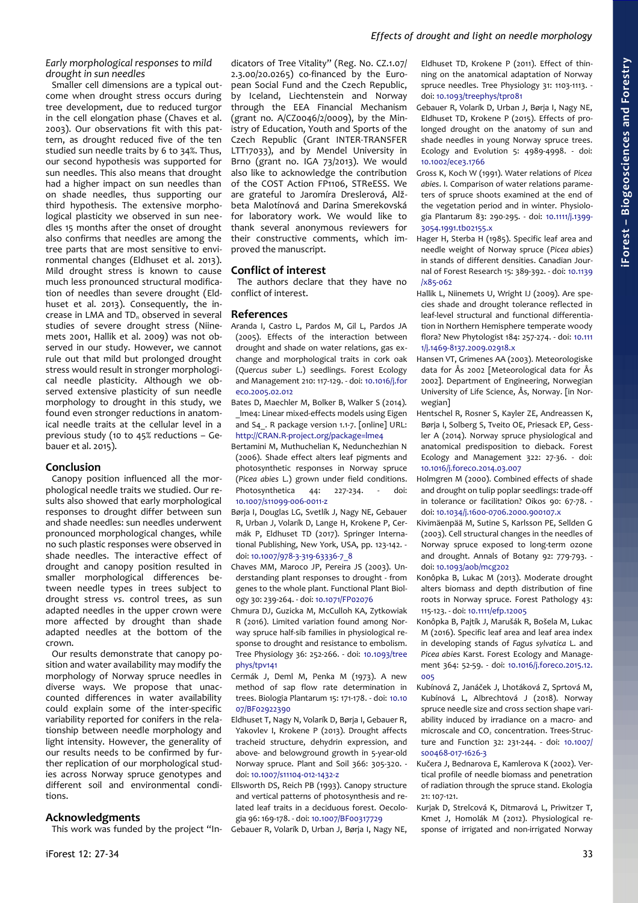### Early morphological responses to mild drought in sun needles

Smaller cell dimensions are a typical outcome when drought stress occurs during tree development, due to reduced turgor in the cell elongation phase (Chaves et al. 2003). Our observations fit with this pattern, as drought reduced five of the ten studied sun needle traits by 6 to 34%. Thus, our second hypothesis was supported for sun needles. This also means that drought had a higher impact on sun needles than on shade needles, thus supporting our third hypothesis. The extensive morphological plasticity we observed in sun needles 15 months after the onset of drought also confirms that needles are among the tree parts that are most sensitive to environmental changes (Eldhuset et al. 2013). Mild drought stress is known to cause much less pronounced structural modification of needles than severe drought (Eldhuset et al. 2013). Consequently, the increase in LMA and $TD_n$ observed in several studies of severe drought stress (Niinemets 2001, Hallik et al. 2009) was not observed in our study. However, we cannot rule out that mild but prolonged drought stress would result in stronger morphological needle plasticity. Although we observed extensive plasticity of sun needle morphology to drought in this study, we found even stronger reductions in anatomical needle traits at the cellular level in a previous study (10 to 45% reductions – Gebauer et al. 2015).

## Conclusion

Canopy position influenced all the morphological needle traits we studied. Our results also showed that early morphological responses to drought differ between sun and shade needles: sun needles underwent pronounced morphological changes, while no such plastic responses were observed in shade needles. The interactive effect of drought and canopy position resulted in smaller morphological differences between needle types in trees subject to drought stress *vs.* control trees, as sun adapted needles in the upper crown were more affected by drought than shade adapted needles at the bottom of the crown.

Our results demonstrate that canopy position and water availability may modify the morphology of Norway spruce needles in diverse ways. We propose that unaccounted differences in water availability could explain some of the inter-specific variability reported for conifers in the relationship between needle morphology and light intensity. However, the generality of our results needs to be confirmed by further replication of our morphological studies across Norway spruce genotypes and different soil and environmental conditions.

## Acknowledgments

This work was funded by the project "Indicators of Tree Vitality" (Reg. No. CZ.1.07/2.3.00/20.0265) co-financed by the European Social Fund and the Czech Republic, by Iceland, Liechtenstein and Norway through the EEA Financial Mechanism (grant no. A/CZ0046/2/0009), by the Ministry of Education, Youth and Sports of the Czech Republic (Grant INTER-TRANSFER LTT17033), and by Mendel University in Brno (grant no. IGA 73/2013). We would also like to acknowledge the contribution of the COST Action FP1106, STReESS. We are grateful to Jaromíra Dreslerová, Alžbeta Malotínová and Darina Smerekovská for laboratory work. We would like to thank several anonymous reviewers for their constructive comments, which improved the manuscript.

## Conflict of interest

The authors declare that they have no conflict of interest.

## References

Aranda I, Castro L, Pardos M, Gil L, Pardos JA (2005). Effects of the interaction between drought and shade on water relations, gas exchange and morphological traits in cork oak (*Quercus suber* L.) seedlings. Forest Ecology and Management 210: 117-129. - doi: 10.1016/j.foreco.2005.02.012

Bates D, Maechler M, Bolker B, Walker S (2014). _lme4: Linear mixed-effects models using Eigen and S4_. R package version 1.1-7. [online] URL: http://CRAN.R-project.org/package=lme4

Bertamini M, Muthuchelian K, Nedunchezhian N (2006). Shade effect alters leaf pigments and photosynthetic responses in Norway spruce (*Picea abies* L.) grown under field conditions. Photosynthetica 44: 227-234. - doi: 10.1007/s11099-006-0011-z

Børja I, Douglas LG, Svetlík J, Nagy NE, Gebauer R, Urban J, Volařík D, Lange H, Krokene P, Cermák P, Eldhuset TD (2017). Springer International Publishing, New York, USA, pp. 123-142. - doi: 10.1007/978-3-319-63336-7_8

Chaves MM, Maroco JP, Pereira JS (2003). Understanding plant responses to drought - from genes to the whole plant. Functional Plant Biology 30: 239-264. - doi: 10.1071/FP02076

Chmura DJ, Guzicka M, McCulloh KA, Zytkowiak R (2016). Limited variation found among Norway spruce half-sib families in physiological response to drought and resistance to embolism. Tree Physiology 36: 252-266. - doi: 10.1093/treephys/tpv141

Cermák J, Deml M, Penka M (1973). A new method of sap flow rate determination in trees. Biologia Plantarum 15: 171-178. - doi: 10.1007/BF02922390

Eldhuset T, Nagy N, Volařík D, Børja I, Gebauer R, Yakovlev I, Krokene P (2013). Drought affects tracheid structure, dehydrin expression, and above- and belowground growth in 5-year-old Norway spruce. Plant and Soil 366: 305-320. - doi: 10.1007/s11104-012-1432-z

Ellsworth DS, Reich PB (1993). Canopy structure and vertical patterns of photosynthesis and related leaf traits in a deciduous forest. Oecologia 96: 169-178. - doi: 10.1007/BF00317729

Gebauer R, Volařík D, Urban J, Børja I, Nagy NE, Eldhuset TD, Krokene P (2011). Effect of thinning on the anatomical adaptation of Norway spruce needles. Tree Physiology 31: 1103-1113. - doi: 10.1093/treephys/tpr081

Gebauer R, Volařík D, Urban J, Børja I, Nagy NE, Eldhuset TD, Krokene P (2015). Effects of prolonged drought on the anatomy of sun and shade needles in young Norway spruce trees. Ecology and Evolution 5: 4989-4998. - doi: 10.1002/ece3.1766

Gross K, Koch W (1991). Water relations of *Picea abies*. I. Comparison of water relations parameters of spruce shoots examined at the end of the vegetation period and in winter. Physiologia Plantarum 83: 290-295. - doi: 10.1111/j.1399-3054.1991.tb02155.x

Hager H, Sterba H (1985). Specific leaf area and needle weight of Norway spruce (*Picea abies*) in stands of different densities. Canadian Journal of Forest Research 15: 389-392. - doi: 10.1139/x85-062

Hallik L, Niinemets U, Wright IJ (2009). Are species shade and drought tolerance reflected in leaf-level structural and functional differentiation in Northern Hemisphere temperate woody flora? New Phytologist 184: 257-274. - doi: 10.1111/j.1469-8137.2009.02918.x

Hansen VT, Grimenes AA (2003). Meteorologiske data for Ås 2002 [Meteorological data for Ås 2002]. Department of Engineering, Norwegian University of Life Science, Ås, Norway. [in Norwegian]

Hentschel R, Rosner S, Kayler ZE, Andreassen K, Børja I, Solberg S, Tveito OE, Priesack EP, Gessler A (2014). Norway spruce physiological and anatomical predisposition to dieback. Forest Ecology and Management 322: 27-36. - doi: 10.1016/j.foreco.2014.03.007

Holmgren M (2000). Combined effects of shade and drought on tulip poplar seedlings: trade-off in tolerance or facilitation? Oikos 90: 67-78. - doi: 10.1034/j.1600-0706.2000.900107.x

Kivimäenpää M, Sutine S, Karlsson PE, Sellden G (2003). Cell structural changes in the needles of Norway spruce exposed to long-term ozone and drought. Annals of Botany 92: 779-793. - doi: 10.1093/aob/mcg202

Konôpka B, Lukac M (2013). Moderate drought alters biomass and depth distribution of fine roots in Norway spruce. Forest Pathology 43: 115-123. - doi: 10.1111/efp.12005

Konôpka B, Pajtík J, Marušák R, Bošela M, Lukac M (2016). Specific leaf area and leaf area index in developing stands of *Fagus sylvatica* L. and *Picea abies* Karst. Forest Ecology and Management 364: 52-59. - doi: 10.1016/j.foreco.2015.12.005

Kubínová Z, Janáček J, Lhotáková Z, Šprtová M, Kubínová L, Albrechtová J (2018). Norway spruce needle size and cross section shape variability induced by irradiance on a macro- and microscale and $CO_2$ concentration. Trees-Structure and Function 32: 231-244. - doi: 10.1007/s00468-017-1626-3

Kučera J, Bednarova E, Kamlerova K (2002). Vertical profile of needle biomass and penetration of radiation through the spruce stand. Ekologia 21: 107-121.

Kurjak D, Strelcová K, Ditmarová L, Priwitzer T, Kmet J, Homolák M (2012). Physiological response of irrigated and non-irrigated Norway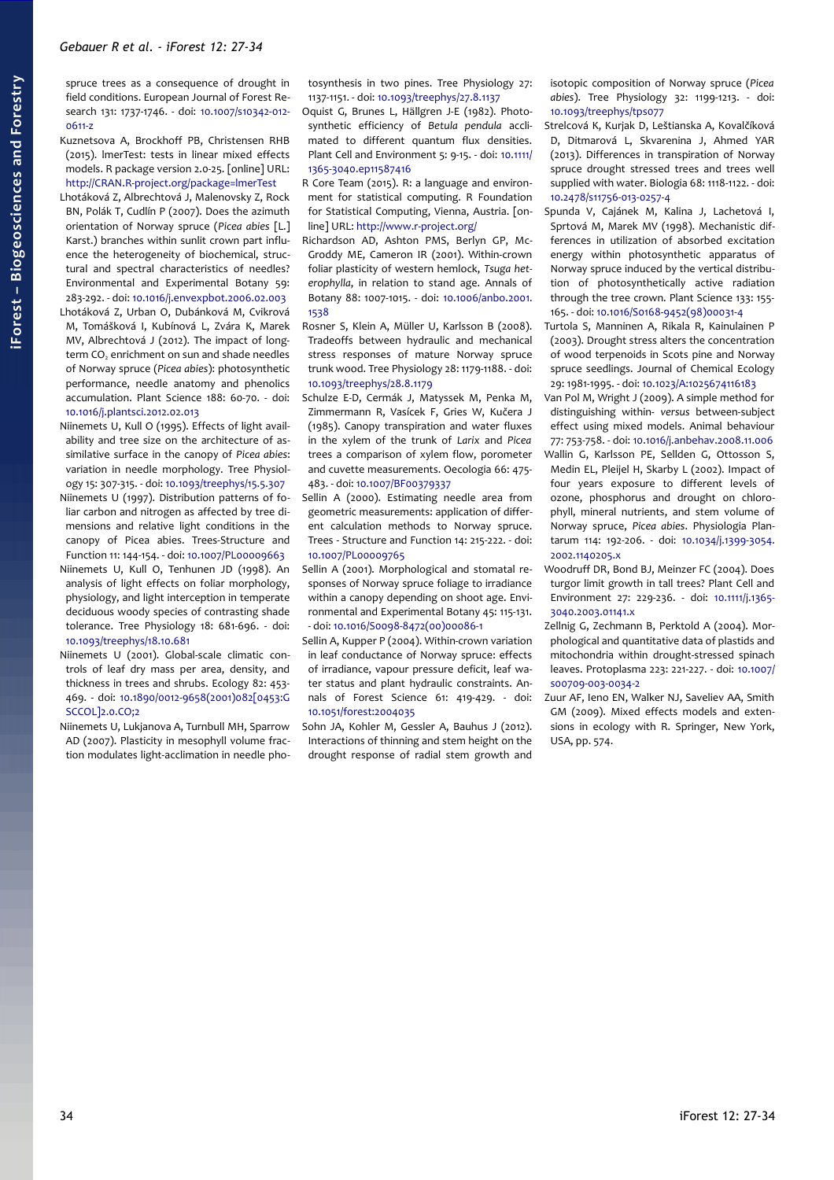spruce trees as a consequence of drought in field conditions. European Journal of Forest Research 131: 1737-1746. - doi: 10.1007/s10342-012-0611-z

Kuznetsova A, Brockhoff PB, Christensen RHB (2015). lmerTest: tests in linear mixed effects models. R package version 2.0-25. [online] URL: http://CRAN.R-project.org/package=lmerTest

Lhotáková Z, Albrechtová J, Malenovsky Z, Rock BN, Polák T, Cudlín P (2007). Does the azimuth orientation of Norway spruce (*Picea abies* [L.] Karst.) branches within sunlit crown part influence the heterogeneity of biochemical, structural and spectral characteristics of needles? Environmental and Experimental Botany 59: 283-292. - doi: 10.1016/j.envexpbot.2006.02.003

Lhotáková Z, Urban O, Dubánková M, Cvikrová M, Tomášková I, Kubínová L, Zvára K, Marek MV, Albrechtová J (2012). The impact of long-term $CO_2$ enrichment on sun and shade needles of Norway spruce (*Picea abies*): photosynthetic performance, needle anatomy and phenolics accumulation. Plant Science 188: 60-70. - doi: 10.1016/j.plantsci.2012.02.013

Niinemets U, Kull O (1995). Effects of light availability and tree size on the architecture of assimilative surface in the canopy of *Picea abies*: variation in needle morphology. Tree Physiology 15: 307-315. - doi: 10.1093/treephys/15.5.307

Niinemets U (1997). Distribution patterns of foliar carbon and nitrogen as affected by tree dimensions and relative light conditions in the canopy of Picea abies. Trees-Structure and Function 11: 144-154. - doi: 10.1007/PL00009663

Niinemets U, Kull O, Tenhunen JD (1998). An analysis of light effects on foliar morphology, physiology, and light interception in temperate deciduous woody species of contrasting shade tolerance. Tree Physiology 18: 681-696. - doi: 10.1093/treephys/18.10.681

Niinemets U (2001). Global-scale climatic controls of leaf dry mass per area, density, and thickness in trees and shrubs. Ecology 82: 453-469. - doi: 10.1890/0012-9658(2001)082[0453:GSCCOL]2.0.CO;2

Niinemets U, Lukjanova A, Turnbull MH, Sparrow AD (2007). Plasticity in mesophyll volume fraction modulates light-acclimation in needle photosynthesis in two pines. Tree Physiology 27: 1137-1151. - doi: 10.1093/treephys/27.8.1137

Oquist G, Brunes L, Hällgren J-E (1982). Photosynthetic efficiency of *Betula pendula* acclimated to different quantum flux densities. Plant Cell and Environment 5: 9-15. - doi: 10.1111/1365-3040.ep11587416

R Core Team (2015). R: a language and environment for statistical computing. R Foundation for Statistical Computing, Vienna, Austria. [online] URL: http://www.r-project.org/

Richardson AD, Ashton PMS, Berlyn GP, McGroddy ME, Cameron IR (2001). Within-crown foliar plasticity of western hemlock, *Tsuga heterophylla*, in relation to stand age. Annals of Botany 88: 1007-1015. - doi: 10.1006/anbo.2001.1538

Rosner S, Klein A, Müller U, Karlsson B (2008). Tradeoffs between hydraulic and mechanical stress responses of mature Norway spruce trunk wood. Tree Physiology 28: 1179-1188. - doi: 10.1093/treephys/28.8.1179

Schulze E-D, Cermák J, Matyssek M, Penka M, Zimmermann R, Vasícek F, Gries W, Kučera J (1985). Canopy transpiration and water fluxes in the xylem of the trunk of *Larix* and *Picea* trees a comparison of xylem flow, porometer and cuvette measurements. Oecologia 66: 475-483. - doi: 10.1007/BF00379337

Sellin A (2000). Estimating needle area from geometric measurements: application of different calculation methods to Norway spruce. Trees - Structure and Function 14: 215-222. - doi: 10.1007/PL00009765

Sellin A (2001). Morphological and stomatal responses of Norway spruce foliage to irradiance within a canopy depending on shoot age. Environmental and Experimental Botany 45: 115-131. - doi: 10.1016/S0098-8472(00)00086-1

Sellin A, Kupper P (2004). Within-crown variation in leaf conductance of Norway spruce: effects of irradiance, vapour pressure deficit, leaf water status and plant hydraulic constraints. Annals of Forest Science 61: 419-429. - doi: 10.1051/forest:2004035

Sohn JA, Kohler M, Gessler A, Bauhus J (2012). Interactions of thinning and stem height on the drought response of radial stem growth and isotopic composition of Norway spruce (*Picea abies*). Tree Physiology 32: 1199-1213. - doi: 10.1093/treephys/tps077

Strelcová K, Kurjak D, Leštianska A, Kovalčíková D, Ditmarová L, Skvarenina J, Ahmed YAR (2013). Differences in transpiration of Norway spruce drought stressed trees and trees well supplied with water. Biologia 68: 1118-1122. - doi: 10.2478/s11756-013-0257-4

Spunda V, Cajánek M, Kalina J, Lachetová I, Sprtová M, Marek MV (1998). Mechanistic differences in utilization of absorbed excitation energy within photosynthetic apparatus of Norway spruce induced by the vertical distribution of photosynthetically active radiation through the tree crown. Plant Science 133: 155-165. - doi: 10.1016/S0168-9452(98)00031-4

Turtola S, Manninen A, Rikala R, Kainulainen P (2003). Drought stress alters the concentration of wood terpenoids in Scots pine and Norway spruce seedlings. Journal of Chemical Ecology 29: 1981-1995. - doi: 10.1023/A:1025674116183

Van Pol M, Wright J (2009). A simple method for distinguishing within- *versus* between-subject effect using mixed models. Animal behaviour 77: 753-758. - doi: 10.1016/j.anbehav.2008.11.006

Wallin G, Karlsson PE, Sellden G, Ottosson S, Medin EL, Pleijel H, Skarby L (2002). Impact of four years exposure to different levels of ozone, phosphorus and drought on chlorophyll, mineral nutrients, and stem volume of Norway spruce, *Picea abies*. Physiologia Plantarum 114: 192-206. - doi: 10.1034/j.1399-3054.2002.1140205.x

Woodruff DR, Bond BJ, Meinzer FC (2004). Does turgor limit growth in tall trees? Plant Cell and Environment 27: 229-236. - doi: 10.1111/j.1365-3040.2003.01141.x

Zellnig G, Zechmann B, Perktold A (2004). Morphological and quantitative data of plastids and mitochondria within drought-stressed spinach leaves. Protoplasma 223: 221-227. - doi: 10.1007/s00709-003-0034-2

Zuur AF, Ieno EN, Walker NJ, Saveliev AA, Smith GM (2009). Mixed effects models and extensions in ecology with R. Springer, New York, USA, pp. 574.